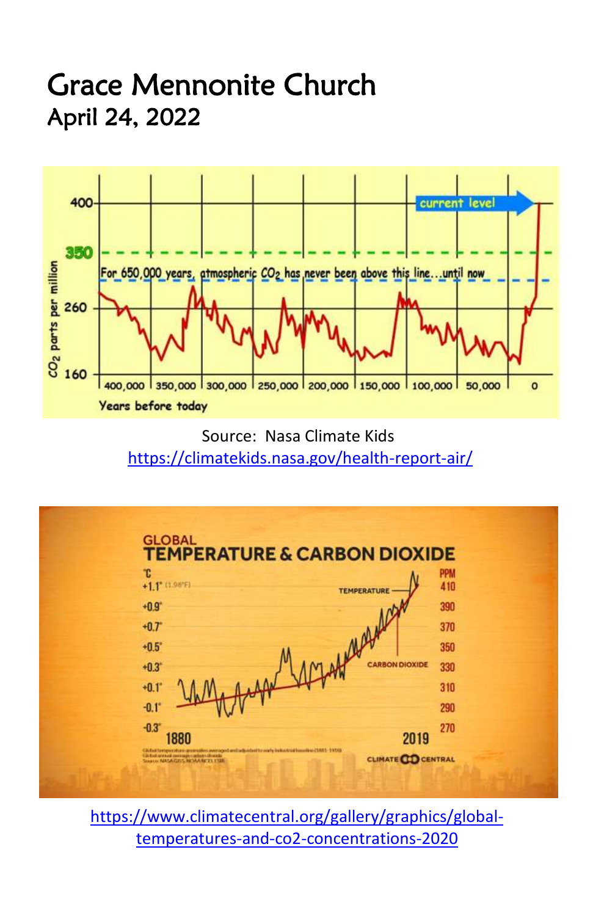# Grace Mennonite Church

## April 24, 2022

Source: Nasa Climate Kids
https://climatekids.nasa.gov/health-report-air/

https://www.climatecentral.org/gallery/graphics/global-temperatures-and-co2-concentrations-2020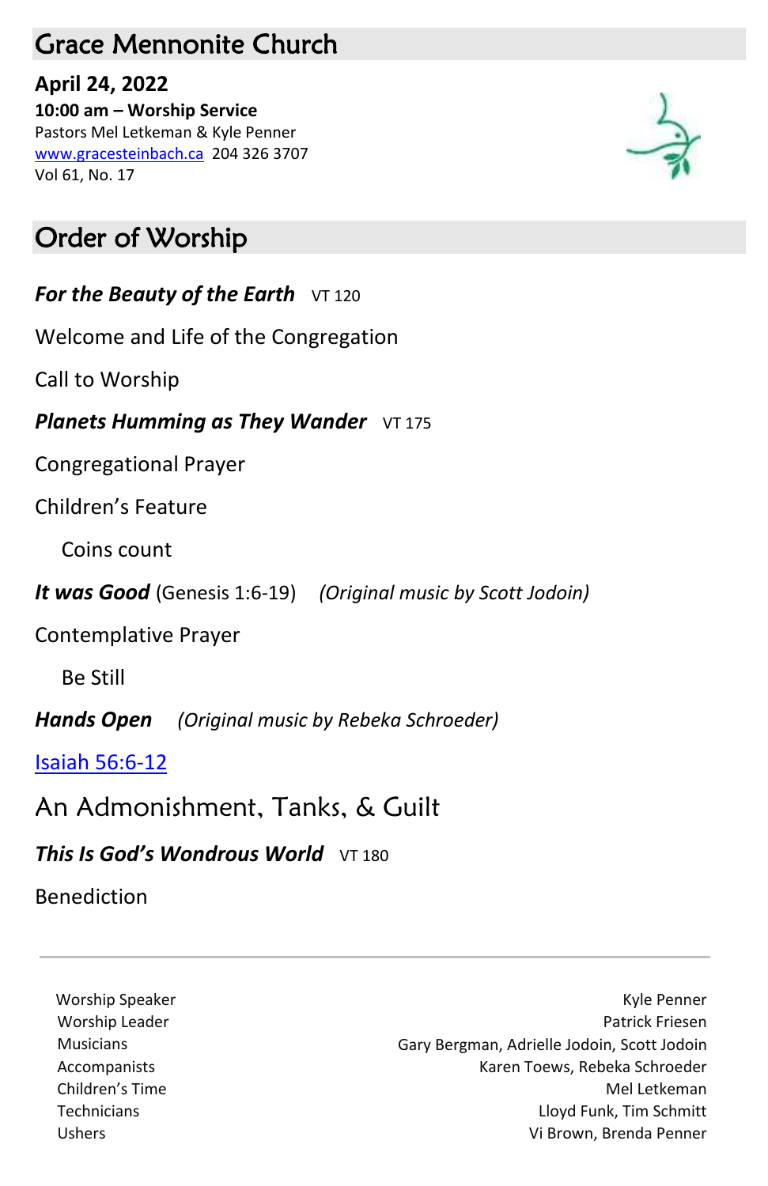# Grace Mennonite Church

**April 24, 2022**
**10:00 am – Worship Service**
Pastors Mel Letkeman & Kyle Penner
[www.gracesteinbach.ca](www.gracesteinbach.ca) 204 326 3707
Vol 61, No. 17

## Order of Worship

***For the Beauty of the Earth*** VT 120

Welcome and Life of the Congregation

Call to Worship

***Planets Humming as They Wander*** VT 175

Congregational Prayer

Children's Feature

Coins count

***It was Good*** (Genesis 1:6-19) *(Original music by Scott Jodoin)*

Contemplative Prayer

Be Still

***Hands Open*** *(Original music by Rebeka Schroeder)*

[Isaiah 56:6-12]()

An Admonishment, Tanks, & Guilt

***This Is God's Wondrous World*** VT 180

Benediction

---

| | |
|---|---|
| Worship Speaker | Kyle Penner |
| Worship Leader | Patrick Friesen |
| Musicians | Gary Bergman, Adrielle Jodoin, Scott Jodoin |
| Accompanists | Karen Toews, Rebeka Schroeder |
| Children's Time | Mel Letkeman |
| Technicians | Lloyd Funk, Tim Schmitt |
| Ushers | Vi Brown, Brenda Penner |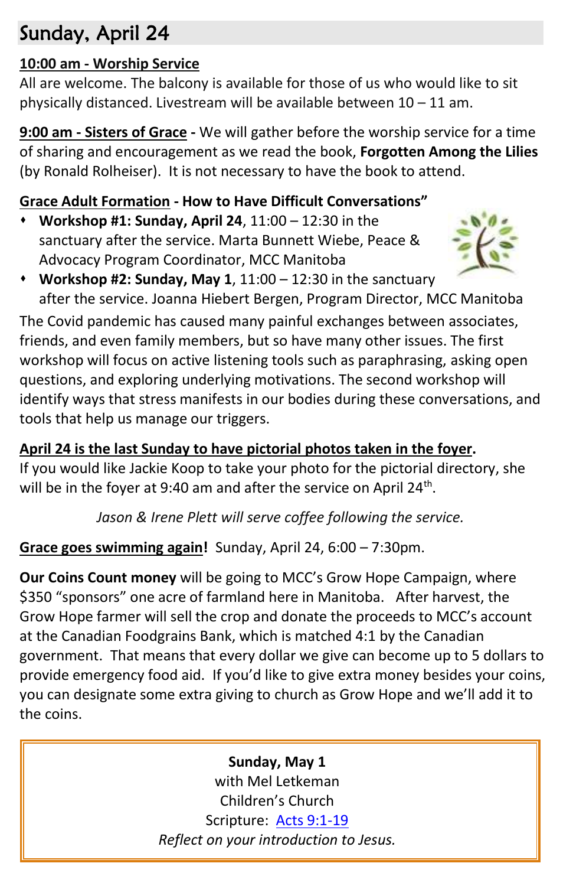## Sunday, April 24

**10:00 am - Worship Service**
All are welcome. The balcony is available for those of us who would like to sit physically distanced. Livestream will be available between 10 – 11 am.

**9:00 am - Sisters of Grace -** We will gather before the worship service for a time of sharing and encouragement as we read the book, **Forgotten Among the Lilies** (by Ronald Rolheiser). It is not necessary to have the book to attend.

**Grace Adult Formation - How to Have Difficult Conversations"**

- **Workshop #1: Sunday, April 24**, 11:00 – 12:30 in the sanctuary after the service. Marta Bunnett Wiebe, Peace & Advocacy Program Coordinator, MCC Manitoba
- **Workshop #2: Sunday, May 1**, 11:00 – 12:30 in the sanctuary after the service. Joanna Hiebert Bergen, Program Director, MCC Manitoba

The Covid pandemic has caused many painful exchanges between associates, friends, and even family members, but so have many other issues. The first workshop will focus on active listening tools such as paraphrasing, asking open questions, and exploring underlying motivations. The second workshop will identify ways that stress manifests in our bodies during these conversations, and tools that help us manage our triggers.

**April 24 is the last Sunday to have pictorial photos taken in the foyer.**
If you would like Jackie Koop to take your photo for the pictorial directory, she will be in the foyer at 9:40 am and after the service on April 24th.

*Jason & Irene Plett will serve coffee following the service.*

**Grace goes swimming again!** Sunday, April 24, 6:00 – 7:30pm.

**Our Coins Count money** will be going to MCC's Grow Hope Campaign, where $350 "sponsors" one acre of farmland here in Manitoba. After harvest, the Grow Hope farmer will sell the crop and donate the proceeds to MCC's account at the Canadian Foodgrains Bank, which is matched 4:1 by the Canadian government. That means that every dollar we give can become up to 5 dollars to provide emergency food aid. If you'd like to give extra money besides your coins, you can designate some extra giving to church as Grow Hope and we'll add it to the coins.

**Sunday, May 1**
with Mel Letkeman
Children's Church
Scripture: Acts 9:1-19
*Reflect on your introduction to Jesus.*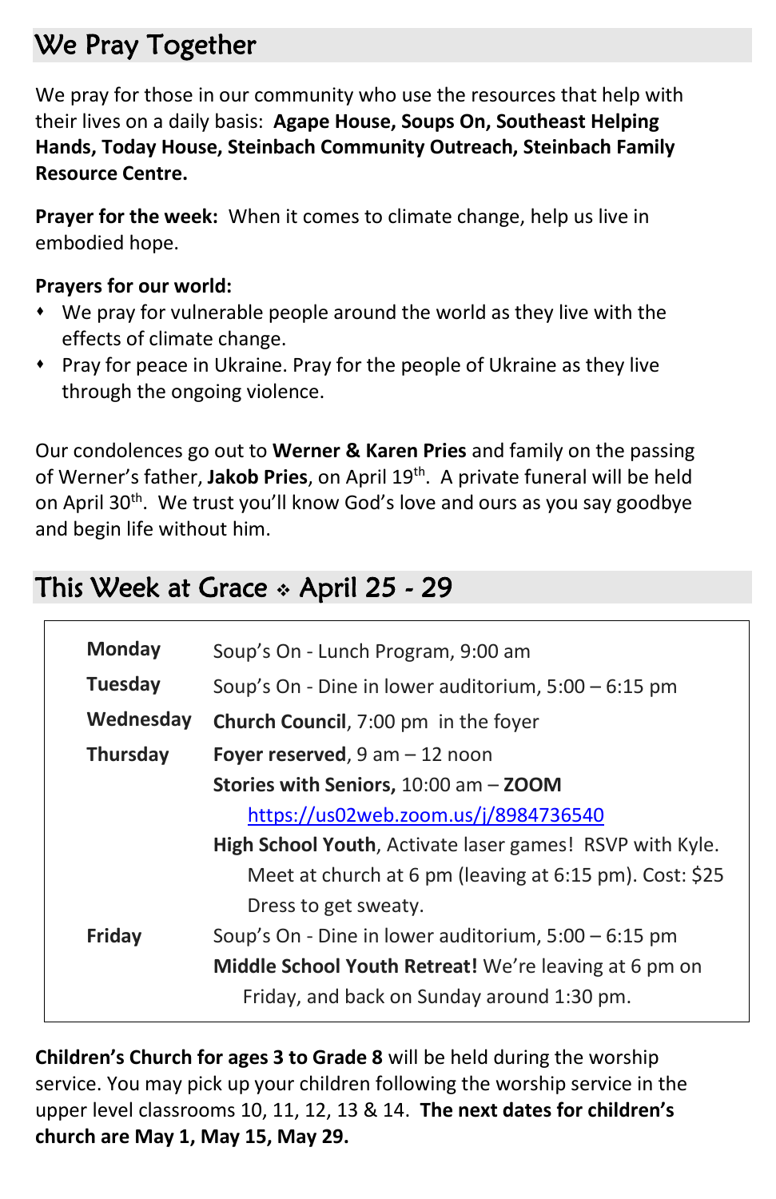## We Pray Together

We pray for those in our community who use the resources that help with their lives on a daily basis: **Agape House, Soups On, Southeast Helping Hands, Today House, Steinbach Community Outreach, Steinbach Family Resource Centre.**

**Prayer for the week:** When it comes to climate change, help us live in embodied hope.

**Prayers for our world:**

- We pray for vulnerable people around the world as they live with the effects of climate change.
- Pray for peace in Ukraine. Pray for the people of Ukraine as they live through the ongoing violence.

Our condolences go out to **Werner & Karen Pries** and family on the passing of Werner's father, **Jakob Pries**, on April 19th. A private funeral will be held on April 30th. We trust you'll know God's love and ours as you say goodbye and begin life without him.

## This Week at Grace ⟡ April 25 - 29

| | |
|---|---|
| **Monday** | Soup's On - Lunch Program, 9:00 am |
| **Tuesday** | Soup's On - Dine in lower auditorium, 5:00 – 6:15 pm |
| **Wednesday** | **Church Council**, 7:00 pm in the foyer |
| **Thursday** | **Foyer reserved**, 9 am – 12 noon |
| | **Stories with Seniors,** 10:00 am – **ZOOM** https://us02web.zoom.us/j/8984736540 |
| | **High School Youth**, Activate laser games! RSVP with Kyle. Meet at church at 6 pm (leaving at 6:15 pm). Cost: $25 Dress to get sweaty. |
| **Friday** | Soup's On - Dine in lower auditorium, 5:00 – 6:15 pm |
| | **Middle School Youth Retreat!** We're leaving at 6 pm on Friday, and back on Sunday around 1:30 pm. |

**Children's Church for ages 3 to Grade 8** will be held during the worship service. You may pick up your children following the worship service in the upper level classrooms 10, 11, 12, 13 & 14. **The next dates for children's church are May 1, May 15, May 29.**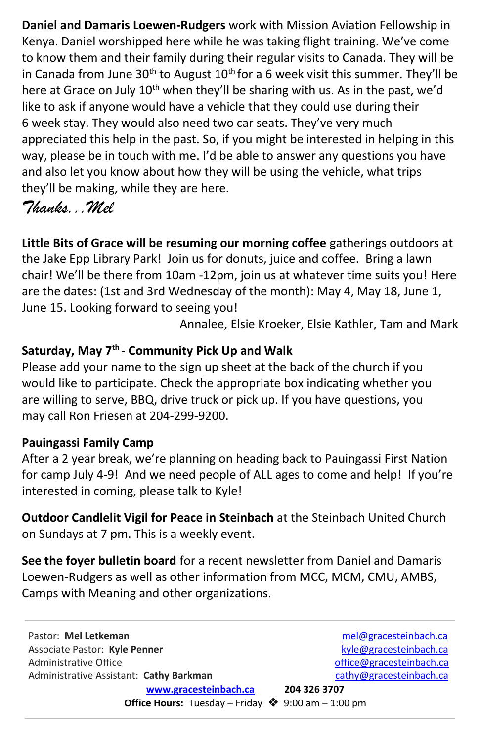**Daniel and Damaris Loewen-Rudgers** work with Mission Aviation Fellowship in Kenya. Daniel worshipped here while he was taking flight training. We've come to know them and their family during their regular visits to Canada. They will be in Canada from June 30th to August 10th for a 6 week visit this summer. They'll be here at Grace on July 10th when they'll be sharing with us. As in the past, we'd like to ask if anyone would have a vehicle that they could use during their 6 week stay. They would also need two car seats. They've very much appreciated this help in the past. So, if you might be interested in helping in this way, please be in touch with me. I'd be able to answer any questions you have and also let you know about how they will be using the vehicle, what trips they'll be making, while they are here.

*Thanks…Mel*

**Little Bits of Grace will be resuming our morning coffee** gatherings outdoors at the Jake Epp Library Park! Join us for donuts, juice and coffee. Bring a lawn chair! We'll be there from 10am -12pm, join us at whatever time suits you! Here are the dates: (1st and 3rd Wednesday of the month): May 4, May 18, June 1, June 15. Looking forward to seeing you!

Annalee, Elsie Kroeker, Elsie Kathler, Tam and Mark

**Saturday, May 7th - Community Pick Up and Walk**

Please add your name to the sign up sheet at the back of the church if you would like to participate. Check the appropriate box indicating whether you are willing to serve, BBQ, drive truck or pick up. If you have questions, you may call Ron Friesen at 204-299-9200.

**Pauingassi Family Camp**

After a 2 year break, we're planning on heading back to Pauingassi First Nation for camp July 4-9! And we need people of ALL ages to come and help! If you're interested in coming, please talk to Kyle!

**Outdoor Candlelit Vigil for Peace in Steinbach** at the Steinbach United Church on Sundays at 7 pm. This is a weekly event.

**See the foyer bulletin board** for a recent newsletter from Daniel and Damaris Loewen-Rudgers as well as other information from MCC, MCM, CMU, AMBS, Camps with Meaning and other organizations.

---

Pastor: **Mel Letkeman** mel@gracesteinbach.ca
Associate Pastor: **Kyle Penner** kyle@gracesteinbach.ca
Administrative Office office@gracesteinbach.ca
Administrative Assistant: **Cathy Barkman** cathy@gracesteinbach.ca

**www.gracesteinbach.ca** **204 326 3707**

**Office Hours:** Tuesday – Friday ❖ 9:00 am – 1:00 pm